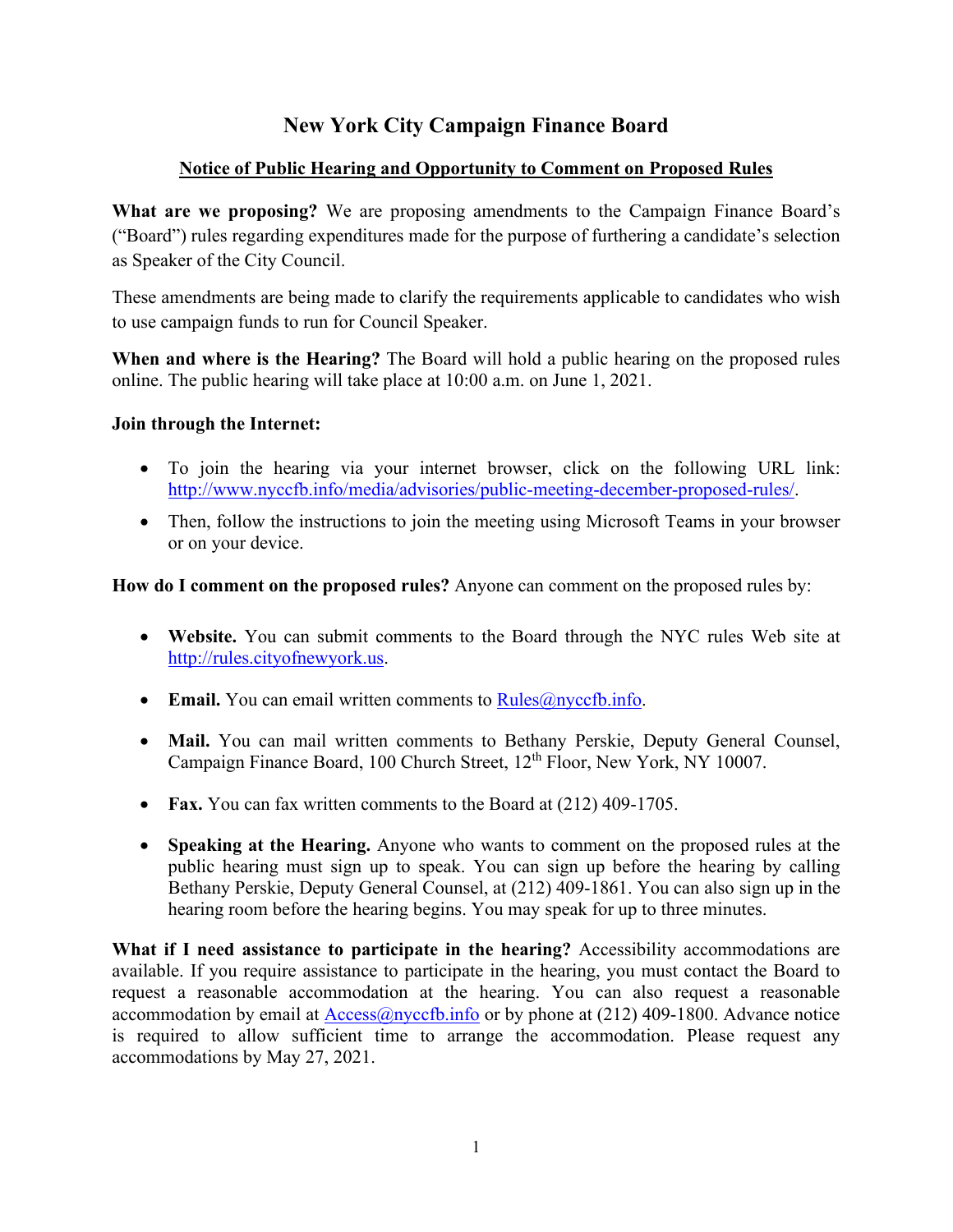# New York City Campaign Finance Board

## Notice of Public Hearing and Opportunity to Comment on Proposed Rules

**What are we proposing?** We are proposing amendments to the Campaign Finance Board's ("Board") rules regarding expenditures made for the purpose of furthering a candidate's selection as Speaker of the City Council.

These amendments are being made to clarify the requirements applicable to candidates who wish to use campaign funds to run for Council Speaker.

**When and where is the Hearing?** The Board will hold a public hearing on the proposed rules online. The public hearing will take place at 10:00 a.m. on June 1, 2021.

**Join through the Internet:**

- To join the hearing via your internet browser, click on the following URL link: http://www.nyccfb.info/media/advisories/public-meeting-december-proposed-rules/.
- Then, follow the instructions to join the meeting using Microsoft Teams in your browser or on your device.

**How do I comment on the proposed rules?** Anyone can comment on the proposed rules by:

- **Website.** You can submit comments to the Board through the NYC rules Web site at http://rules.cityofnewyork.us.
- **Email.** You can email written comments to Rules@nyccfb.info.
- **Mail.** You can mail written comments to Bethany Perskie, Deputy General Counsel, Campaign Finance Board, 100 Church Street, 12th Floor, New York, NY 10007.
- **Fax.** You can fax written comments to the Board at (212) 409-1705.
- **Speaking at the Hearing.** Anyone who wants to comment on the proposed rules at the public hearing must sign up to speak. You can sign up before the hearing by calling Bethany Perskie, Deputy General Counsel, at (212) 409-1861. You can also sign up in the hearing room before the hearing begins. You may speak for up to three minutes.

**What if I need assistance to participate in the hearing?** Accessibility accommodations are available. If you require assistance to participate in the hearing, you must contact the Board to request a reasonable accommodation at the hearing. You can also request a reasonable accommodation by email at Access@nyccfb.info or by phone at (212) 409-1800. Advance notice is required to allow sufficient time to arrange the accommodation. Please request any accommodations by May 27, 2021.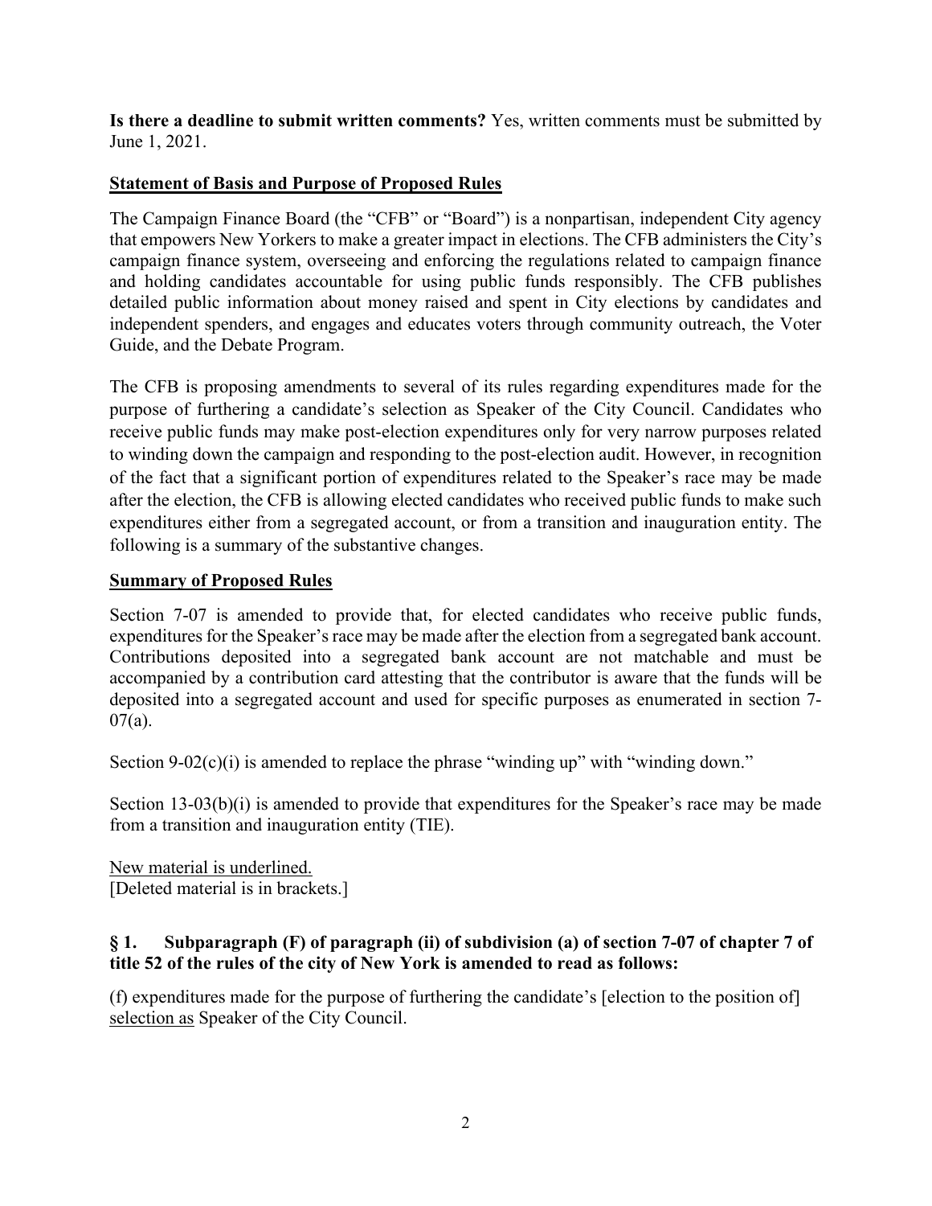**Is there a deadline to submit written comments?** Yes, written comments must be submitted by June 1, 2021.

## Statement of Basis and Purpose of Proposed Rules

The Campaign Finance Board (the "CFB" or "Board") is a nonpartisan, independent City agency that empowers New Yorkers to make a greater impact in elections. The CFB administers the City's campaign finance system, overseeing and enforcing the regulations related to campaign finance and holding candidates accountable for using public funds responsibly. The CFB publishes detailed public information about money raised and spent in City elections by candidates and independent spenders, and engages and educates voters through community outreach, the Voter Guide, and the Debate Program.

The CFB is proposing amendments to several of its rules regarding expenditures made for the purpose of furthering a candidate's selection as Speaker of the City Council. Candidates who receive public funds may make post-election expenditures only for very narrow purposes related to winding down the campaign and responding to the post-election audit. However, in recognition of the fact that a significant portion of expenditures related to the Speaker's race may be made after the election, the CFB is allowing elected candidates who received public funds to make such expenditures either from a segregated account, or from a transition and inauguration entity. The following is a summary of the substantive changes.

## Summary of Proposed Rules

Section 7-07 is amended to provide that, for elected candidates who receive public funds, expenditures for the Speaker's race may be made after the election from a segregated bank account. Contributions deposited into a segregated bank account are not matchable and must be accompanied by a contribution card attesting that the contributor is aware that the funds will be deposited into a segregated account and used for specific purposes as enumerated in section 7-07(a).

Section 9-02(c)(i) is amended to replace the phrase "winding up" with "winding down."

Section 13-03(b)(i) is amended to provide that expenditures for the Speaker's race may be made from a transition and inauguration entity (TIE).

<u>New material is underlined.</u>
[Deleted material is in brackets.]

### § 1. Subparagraph (F) of paragraph (ii) of subdivision (a) of section 7-07 of chapter 7 of title 52 of the rules of the city of New York is amended to read as follows:

(f) expenditures made for the purpose of furthering the candidate's [election to the position of] <u>selection as</u> Speaker of the City Council.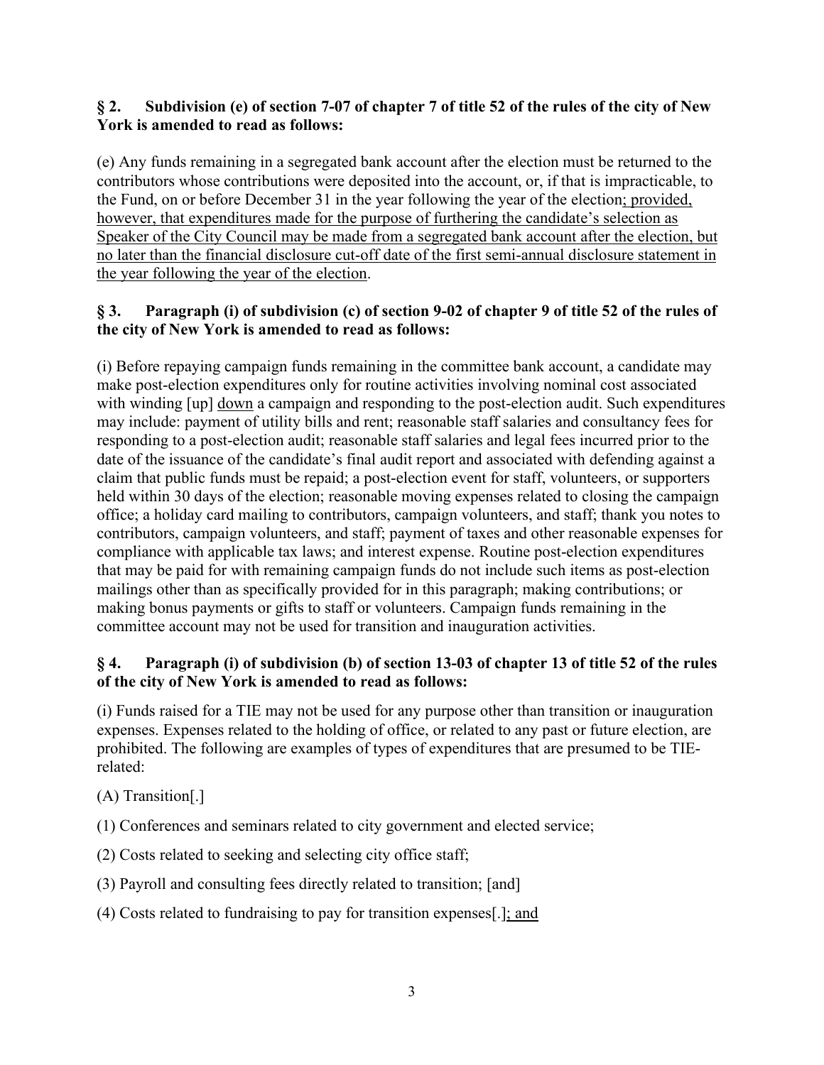**§ 2. Subdivision (e) of section 7-07 of chapter 7 of title 52 of the rules of the city of New York is amended to read as follows:**

(e) Any funds remaining in a segregated bank account after the election must be returned to the contributors whose contributions were deposited into the account, or, if that is impracticable, to the Fund, on or before December 31 in the year following the year of the election<u>; provided, however, that expenditures made for the purpose of furthering the candidate's selection as Speaker of the City Council may be made from a segregated bank account after the election, but no later than the financial disclosure cut-off date of the first semi-annual disclosure statement in the year following the year of the election</u>.

**§ 3. Paragraph (i) of subdivision (c) of section 9-02 of chapter 9 of title 52 of the rules of the city of New York is amended to read as follows:**

(i) Before repaying campaign funds remaining in the committee bank account, a candidate may make post-election expenditures only for routine activities involving nominal cost associated with winding [up] <u>down</u> a campaign and responding to the post-election audit. Such expenditures may include: payment of utility bills and rent; reasonable staff salaries and consultancy fees for responding to a post-election audit; reasonable staff salaries and legal fees incurred prior to the date of the issuance of the candidate's final audit report and associated with defending against a claim that public funds must be repaid; a post-election event for staff, volunteers, or supporters held within 30 days of the election; reasonable moving expenses related to closing the campaign office; a holiday card mailing to contributors, campaign volunteers, and staff; thank you notes to contributors, campaign volunteers, and staff; payment of taxes and other reasonable expenses for compliance with applicable tax laws; and interest expense. Routine post-election expenditures that may be paid for with remaining campaign funds do not include such items as post-election mailings other than as specifically provided for in this paragraph; making contributions; or making bonus payments or gifts to staff or volunteers. Campaign funds remaining in the committee account may not be used for transition and inauguration activities.

**§ 4. Paragraph (i) of subdivision (b) of section 13-03 of chapter 13 of title 52 of the rules of the city of New York is amended to read as follows:**

(i) Funds raised for a TIE may not be used for any purpose other than transition or inauguration expenses. Expenses related to the holding of office, or related to any past or future election, are prohibited. The following are examples of types of expenditures that are presumed to be TIE-related:

(A) Transition[.]

(1) Conferences and seminars related to city government and elected service;

(2) Costs related to seeking and selecting city office staff;

(3) Payroll and consulting fees directly related to transition; [and]

(4) Costs related to fundraising to pay for transition expenses[.]<u>; and</u>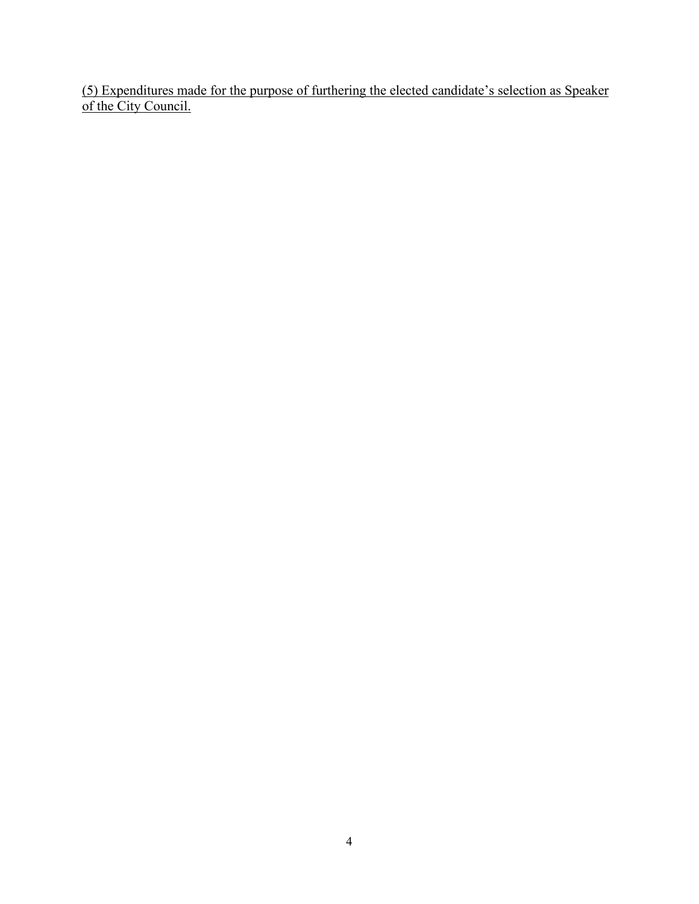(5) Expenditures made for the purpose of furthering the elected candidate's selection as Speaker of the City Council.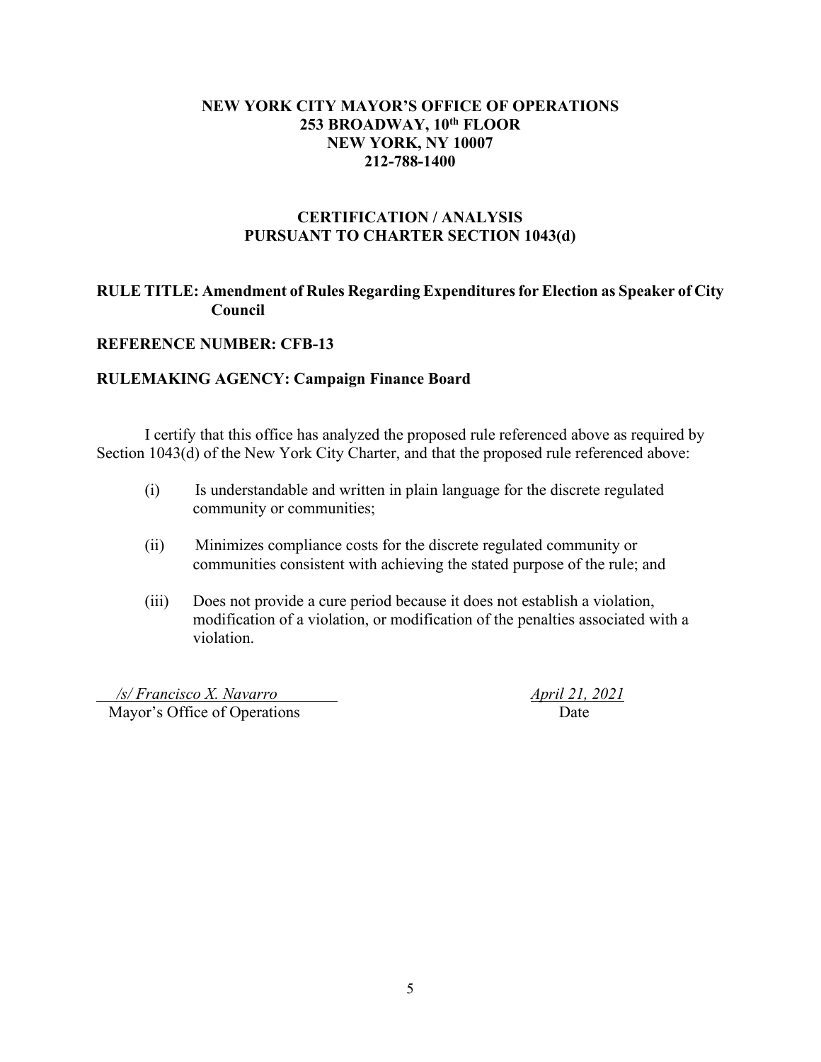**NEW YORK CITY MAYOR'S OFFICE OF OPERATIONS**
**253 BROADWAY, 10th FLOOR**
**NEW YORK, NY 10007**
**212-788-1400**

**CERTIFICATION / ANALYSIS**
**PURSUANT TO CHARTER SECTION 1043(d)**

**RULE TITLE: Amendment of Rules Regarding Expenditures for Election as Speaker of City Council**

**REFERENCE NUMBER: CFB-13**

**RULEMAKING AGENCY: Campaign Finance Board**

I certify that this office has analyzed the proposed rule referenced above as required by Section 1043(d) of the New York City Charter, and that the proposed rule referenced above:

(i) Is understandable and written in plain language for the discrete regulated community or communities;

(ii) Minimizes compliance costs for the discrete regulated community or communities consistent with achieving the stated purpose of the rule; and

(iii) Does not provide a cure period because it does not establish a violation, modification of a violation, or modification of the penalties associated with a violation.

*/s/ Francisco X. Navarro*
Mayor's Office of Operations

*April 21, 2021*
Date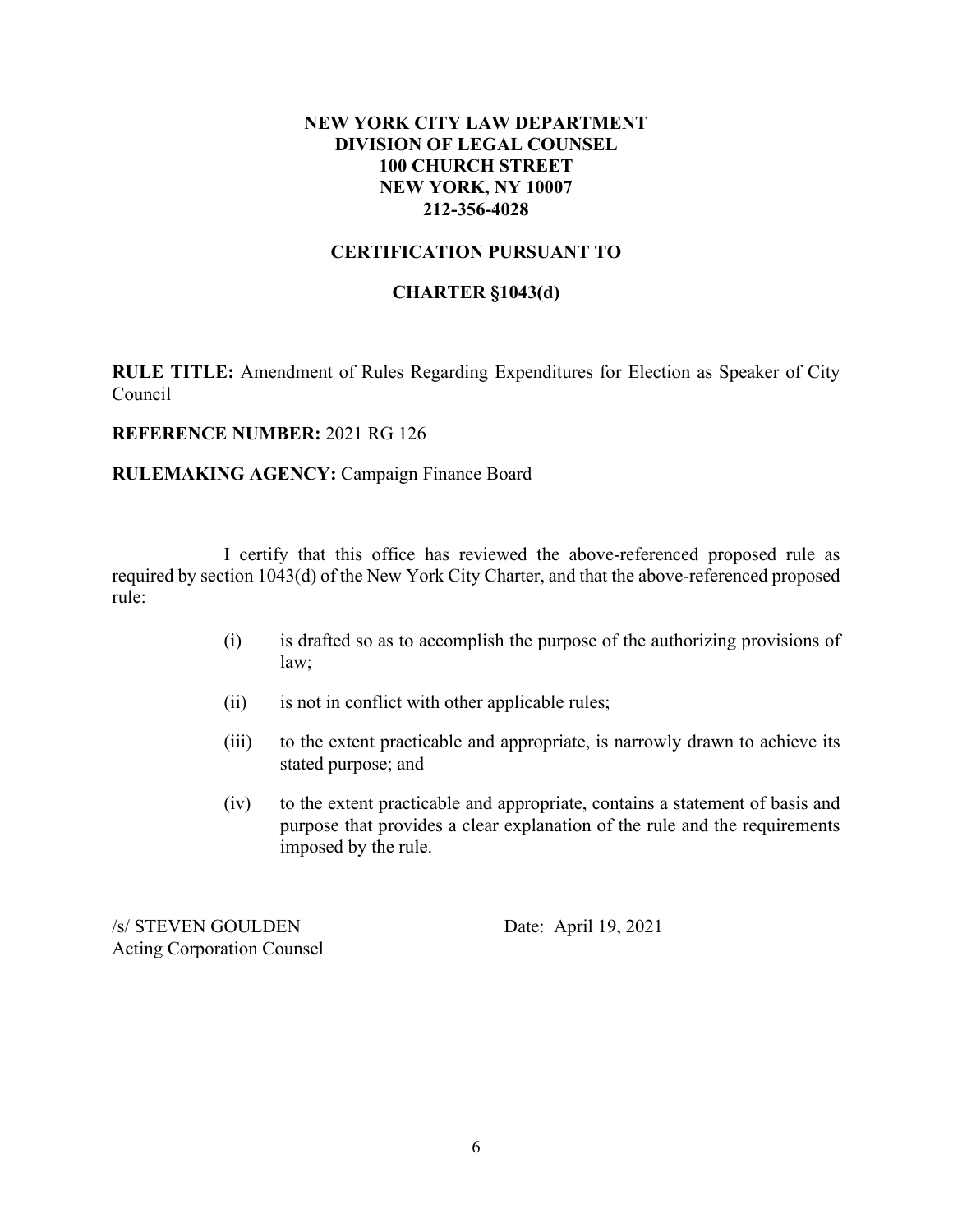**NEW YORK CITY LAW DEPARTMENT**
**DIVISION OF LEGAL COUNSEL**
**100 CHURCH STREET**
**NEW YORK, NY 10007**
**212-356-4028**

**CERTIFICATION PURSUANT TO**

**CHARTER §1043(d)**

**RULE TITLE:** Amendment of Rules Regarding Expenditures for Election as Speaker of City Council

**REFERENCE NUMBER:** 2021 RG 126

**RULEMAKING AGENCY:** Campaign Finance Board

I certify that this office has reviewed the above-referenced proposed rule as required by section 1043(d) of the New York City Charter, and that the above-referenced proposed rule:

(i) is drafted so as to accomplish the purpose of the authorizing provisions of law;

(ii) is not in conflict with other applicable rules;

(iii) to the extent practicable and appropriate, is narrowly drawn to achieve its stated purpose; and

(iv) to the extent practicable and appropriate, contains a statement of basis and purpose that provides a clear explanation of the rule and the requirements imposed by the rule.

/s/ STEVEN GOULDEN
Acting Corporation Counsel

Date: April 19, 2021